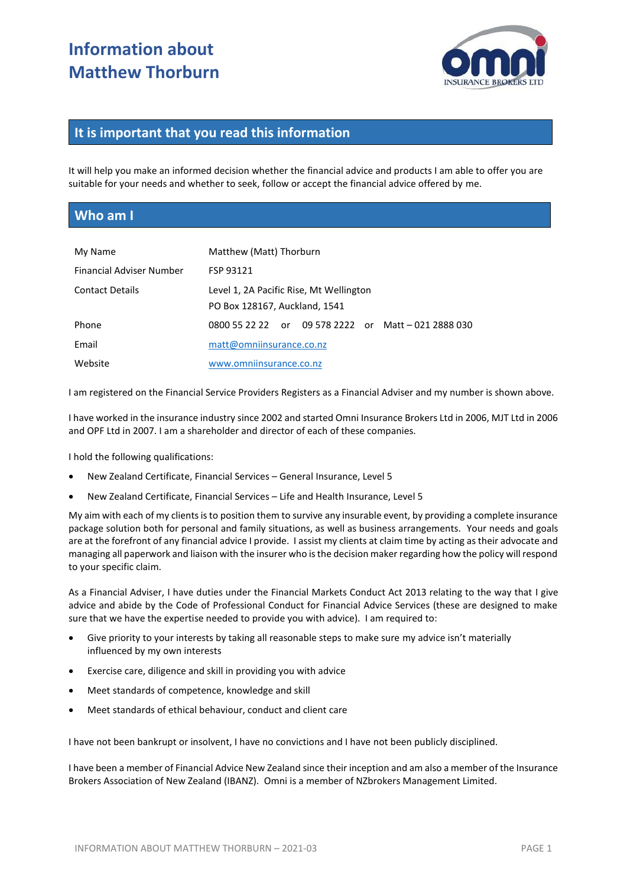# Information about Matthew Thorburn

## It is important that you read this information

It will help you make an informed decision whether the financial advice and products I am able to offer you are suitable for your needs and whether to seek, follow or accept the financial advice offered by me.

## Who am I

| | |
|---|---|
| My Name | Matthew (Matt) Thorburn |
| Financial Adviser Number | FSP 93121 |
| Contact Details | Level 1, 2A Pacific Rise, Mt Wellington<br>PO Box 128167, Auckland, 1541 |
| Phone | 0800 55 22 22 or 09 578 2222 or Matt – 021 2888 030 |
| Email | matt@omniinsurance.co.nz |
| Website | www.omniinsurance.co.nz |

I am registered on the Financial Service Providers Registers as a Financial Adviser and my number is shown above.

I have worked in the insurance industry since 2002 and started Omni Insurance Brokers Ltd in 2006, MJT Ltd in 2006 and OPF Ltd in 2007. I am a shareholder and director of each of these companies.

I hold the following qualifications:

- New Zealand Certificate, Financial Services – General Insurance, Level 5
- New Zealand Certificate, Financial Services – Life and Health Insurance, Level 5

My aim with each of my clients is to position them to survive any insurable event, by providing a complete insurance package solution both for personal and family situations, as well as business arrangements. Your needs and goals are at the forefront of any financial advice I provide. I assist my clients at claim time by acting as their advocate and managing all paperwork and liaison with the insurer who is the decision maker regarding how the policy will respond to your specific claim.

As a Financial Adviser, I have duties under the Financial Markets Conduct Act 2013 relating to the way that I give advice and abide by the Code of Professional Conduct for Financial Advice Services (these are designed to make sure that we have the expertise needed to provide you with advice). I am required to:

- Give priority to your interests by taking all reasonable steps to make sure my advice isn't materially influenced by my own interests
- Exercise care, diligence and skill in providing you with advice
- Meet standards of competence, knowledge and skill
- Meet standards of ethical behaviour, conduct and client care

I have not been bankrupt or insolvent, I have no convictions and I have not been publicly disciplined.

I have been a member of Financial Advice New Zealand since their inception and am also a member of the Insurance Brokers Association of New Zealand (IBANZ). Omni is a member of NZbrokers Management Limited.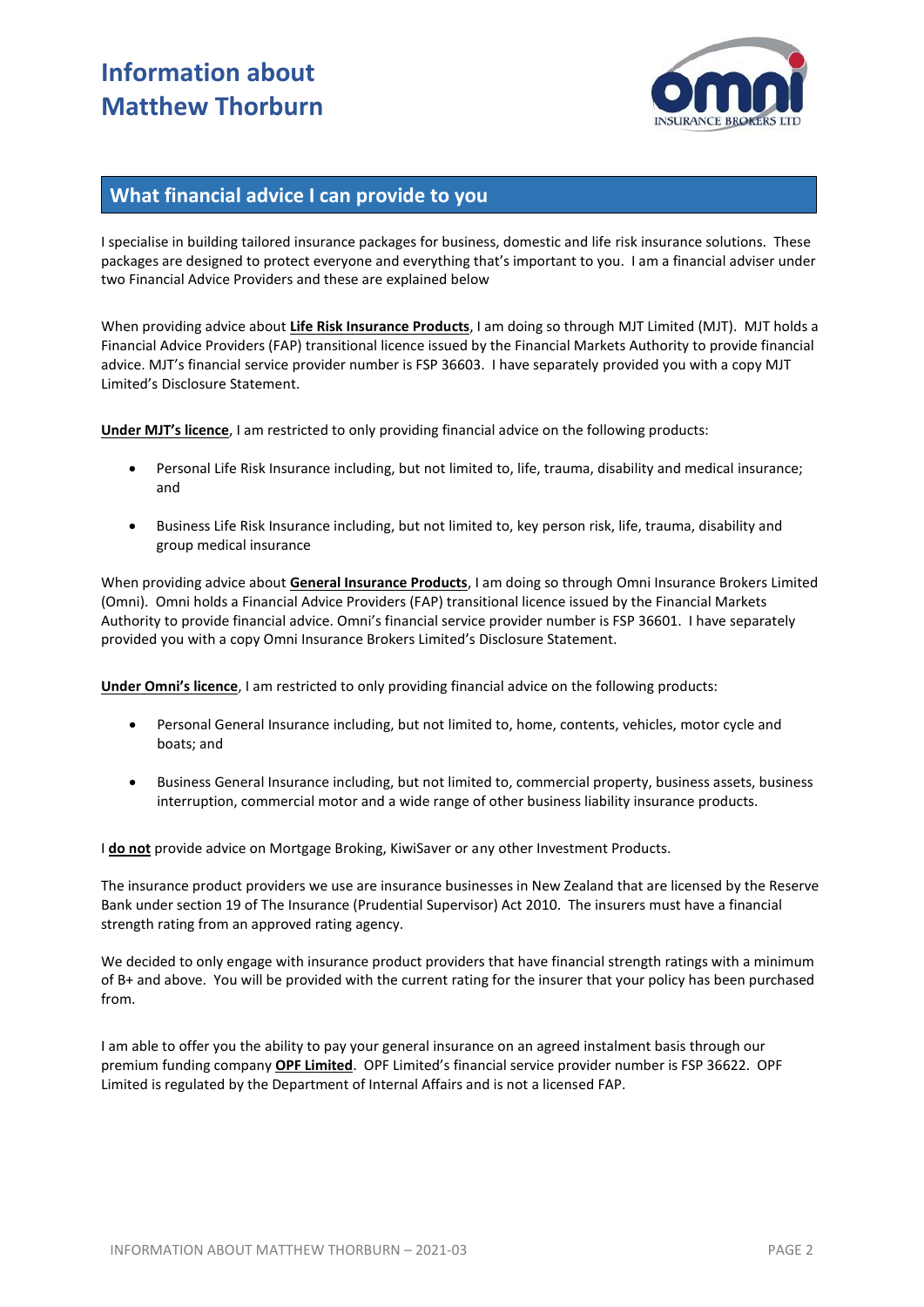# Information about Matthew Thorburn

## What financial advice I can provide to you

I specialise in building tailored insurance packages for business, domestic and life risk insurance solutions. These packages are designed to protect everyone and everything that's important to you. I am a financial adviser under two Financial Advice Providers and these are explained below

When providing advice about **Life Risk Insurance Products**, I am doing so through MJT Limited (MJT). MJT holds a Financial Advice Providers (FAP) transitional licence issued by the Financial Markets Authority to provide financial advice. MJT's financial service provider number is FSP 36603. I have separately provided you with a copy MJT Limited's Disclosure Statement.

**Under MJT's licence**, I am restricted to only providing financial advice on the following products:

- Personal Life Risk Insurance including, but not limited to, life, trauma, disability and medical insurance; and
- Business Life Risk Insurance including, but not limited to, key person risk, life, trauma, disability and group medical insurance

When providing advice about **General Insurance Products**, I am doing so through Omni Insurance Brokers Limited (Omni). Omni holds a Financial Advice Providers (FAP) transitional licence issued by the Financial Markets Authority to provide financial advice. Omni's financial service provider number is FSP 36601. I have separately provided you with a copy Omni Insurance Brokers Limited's Disclosure Statement.

**Under Omni's licence**, I am restricted to only providing financial advice on the following products:

- Personal General Insurance including, but not limited to, home, contents, vehicles, motor cycle and boats; and
- Business General Insurance including, but not limited to, commercial property, business assets, business interruption, commercial motor and a wide range of other business liability insurance products.

I **do not** provide advice on Mortgage Broking, KiwiSaver or any other Investment Products.

The insurance product providers we use are insurance businesses in New Zealand that are licensed by the Reserve Bank under section 19 of The Insurance (Prudential Supervisor) Act 2010. The insurers must have a financial strength rating from an approved rating agency.

We decided to only engage with insurance product providers that have financial strength ratings with a minimum of B+ and above. You will be provided with the current rating for the insurer that your policy has been purchased from.

I am able to offer you the ability to pay your general insurance on an agreed instalment basis through our premium funding company **OPF Limited**. OPF Limited's financial service provider number is FSP 36622. OPF Limited is regulated by the Department of Internal Affairs and is not a licensed FAP.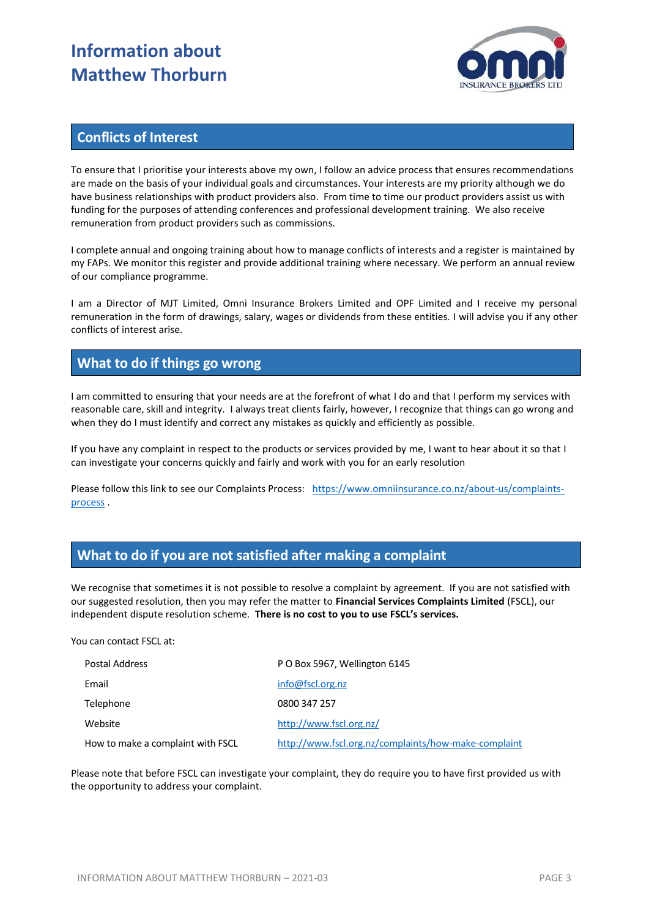# Information about Matthew Thorburn

## Conflicts of Interest

To ensure that I prioritise your interests above my own, I follow an advice process that ensures recommendations are made on the basis of your individual goals and circumstances. Your interests are my priority although we do have business relationships with product providers also. From time to time our product providers assist us with funding for the purposes of attending conferences and professional development training. We also receive remuneration from product providers such as commissions.

I complete annual and ongoing training about how to manage conflicts of interests and a register is maintained by my FAPs. We monitor this register and provide additional training where necessary. We perform an annual review of our compliance programme.

I am a Director of MJT Limited, Omni Insurance Brokers Limited and OPF Limited and I receive my personal remuneration in the form of drawings, salary, wages or dividends from these entities. I will advise you if any other conflicts of interest arise.

## What to do if things go wrong

I am committed to ensuring that your needs are at the forefront of what I do and that I perform my services with reasonable care, skill and integrity. I always treat clients fairly, however, I recognize that things can go wrong and when they do I must identify and correct any mistakes as quickly and efficiently as possible.

If you have any complaint in respect to the products or services provided by me, I want to hear about it so that I can investigate your concerns quickly and fairly and work with you for an early resolution

Please follow this link to see our Complaints Process: https://www.omniinsurance.co.nz/about-us/complaints-process .

## What to do if you are not satisfied after making a complaint

We recognise that sometimes it is not possible to resolve a complaint by agreement. If you are not satisfied with our suggested resolution, then you may refer the matter to **Financial Services Complaints Limited** (FSCL), our independent dispute resolution scheme. **There is no cost to you to use FSCL's services.**

You can contact FSCL at:

| | |
|---|---|
| Postal Address | P O Box 5967, Wellington 6145 |
| Email | info@fscl.org.nz |
| Telephone | 0800 347 257 |
| Website | http://www.fscl.org.nz/ |
| How to make a complaint with FSCL | http://www.fscl.org.nz/complaints/how-make-complaint |

Please note that before FSCL can investigate your complaint, they do require you to have first provided us with the opportunity to address your complaint.